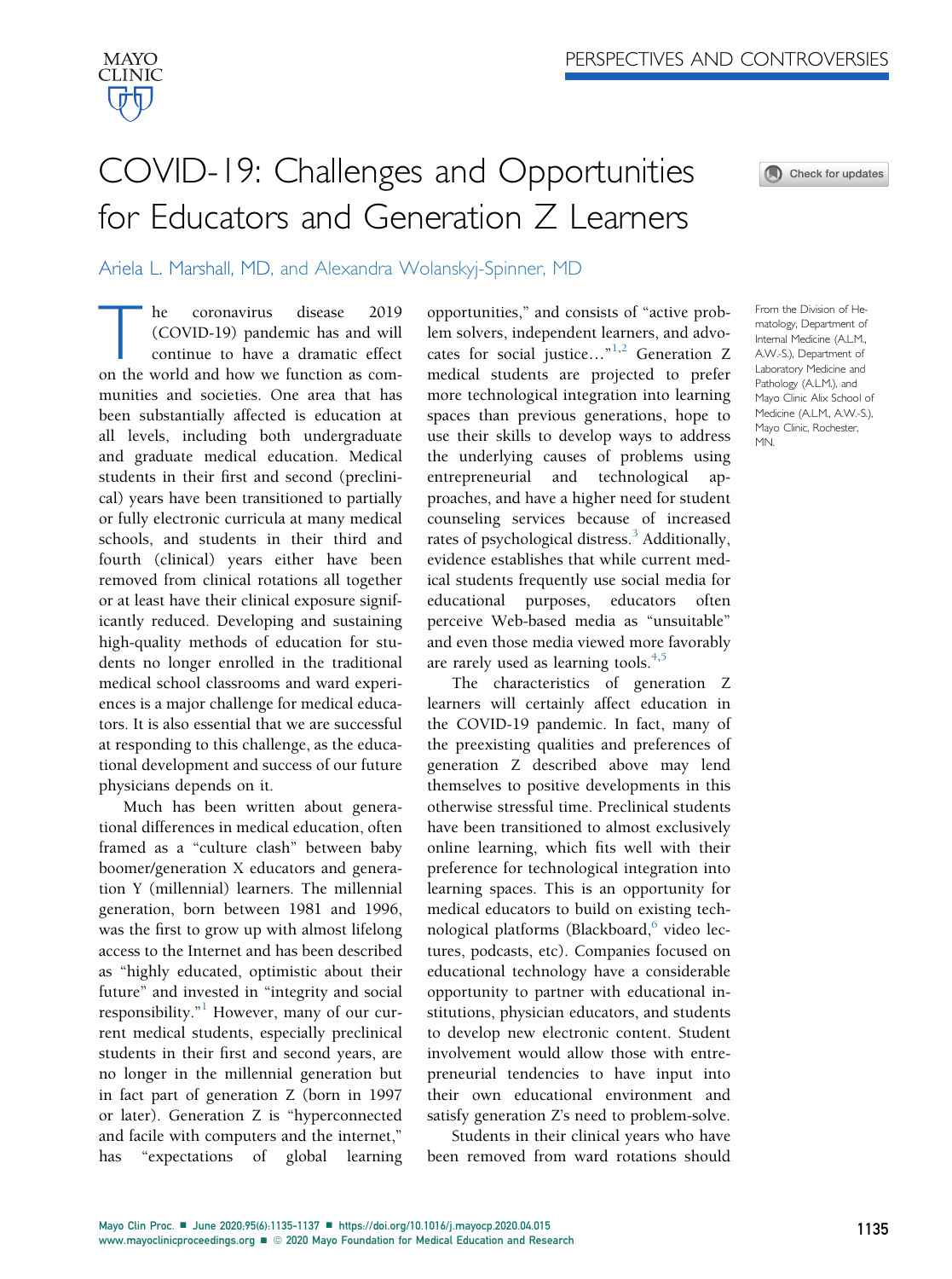PERSPECTIVES AND CONTROVERSIES

# COVID-19: Challenges and Opportunities for Educators and Generation Z Learners

Ariela L. Marshall, MD, and Alexandra Wolanskyj-Spinner, MD

From the Division of Hematology, Department of Internal Medicine (A.L.M., A.W.-S.), Department of Laboratory Medicine and Pathology (A.L.M.), and Mayo Clinic Alix School of Medicine (A.L.M., A.W.-S.), Mayo Clinic, Rochester, MN.

The coronavirus disease 2019 (COVID-19) pandemic has and will continue to have a dramatic effect on the world and how we function as communities and societies. One area that has been substantially affected is education at all levels, including both undergraduate and graduate medical education. Medical students in their first and second (preclinical) years have been transitioned to partially or fully electronic curricula at many medical schools, and students in their third and fourth (clinical) years either have been removed from clinical rotations all together or at least have their clinical exposure significantly reduced. Developing and sustaining high-quality methods of education for students no longer enrolled in the traditional medical school classrooms and ward experiences is a major challenge for medical educators. It is also essential that we are successful at responding to this challenge, as the educational development and success of our future physicians depends on it.

Much has been written about generational differences in medical education, often framed as a "culture clash" between baby boomer/generation X educators and generation Y (millennial) learners. The millennial generation, born between 1981 and 1996, was the first to grow up with almost lifelong access to the Internet and has been described as "highly educated, optimistic about their future" and invested in "integrity and social responsibility."[1] However, many of our current medical students, especially preclinical students in their first and second years, are no longer in the millennial generation but in fact part of generation Z (born in 1997 or later). Generation Z is "hyperconnected and facile with computers and the internet," has "expectations of global learning opportunities," and consists of "active problem solvers, independent learners, and advocates for social justice…"[1,2] Generation Z medical students are projected to prefer more technological integration into learning spaces than previous generations, hope to use their skills to develop ways to address the underlying causes of problems using entrepreneurial and technological approaches, and have a higher need for student counseling services because of increased rates of psychological distress.[3] Additionally, evidence establishes that while current medical students frequently use social media for educational purposes, educators often perceive Web-based media as "unsuitable" and even those media viewed more favorably are rarely used as learning tools.[4,5]

The characteristics of generation Z learners will certainly affect education in the COVID-19 pandemic. In fact, many of the preexisting qualities and preferences of generation Z described above may lend themselves to positive developments in this otherwise stressful time. Preclinical students have been transitioned to almost exclusively online learning, which fits well with their preference for technological integration into learning spaces. This is an opportunity for medical educators to build on existing technological platforms (Blackboard,[6] video lectures, podcasts, etc). Companies focused on educational technology have a considerable opportunity to partner with educational institutions, physician educators, and students to develop new electronic content. Student involvement would allow those with entrepreneurial tendencies to have input into their own educational environment and satisfy generation Z's need to problem-solve.

Students in their clinical years who have been removed from ward rotations should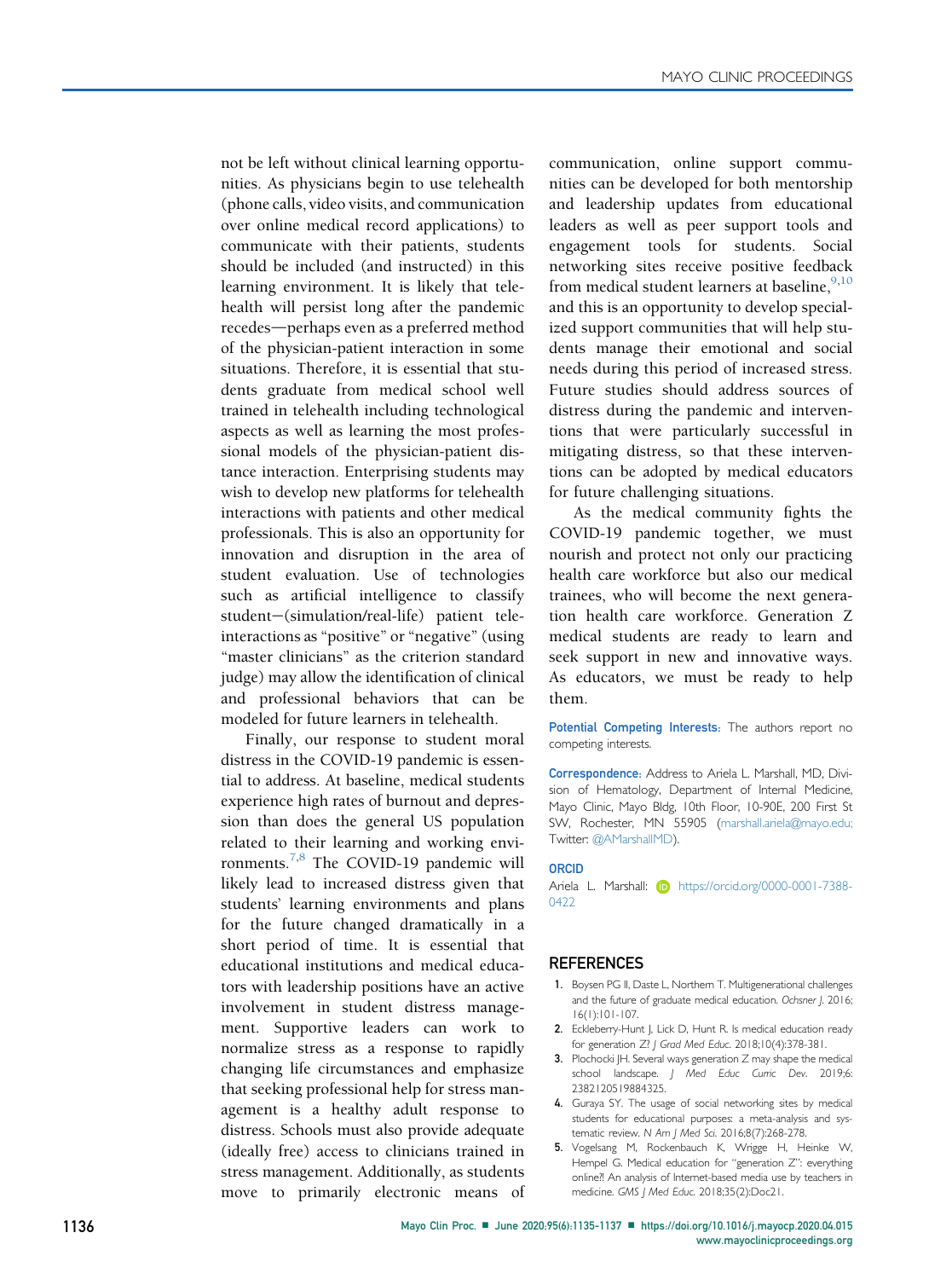not be left without clinical learning opportunities. As physicians begin to use telehealth (phone calls, video visits, and communication over online medical record applications) to communicate with their patients, students should be included (and instructed) in this learning environment. It is likely that telehealth will persist long after the pandemic recedes—perhaps even as a preferred method of the physician-patient interaction in some situations. Therefore, it is essential that students graduate from medical school well trained in telehealth including technological aspects as well as learning the most professional models of the physician-patient distance interaction. Enterprising students may wish to develop new platforms for telehealth interactions with patients and other medical professionals. This is also an opportunity for innovation and disruption in the area of student evaluation. Use of technologies such as artificial intelligence to classify student−(simulation/real-life) patient teleinteractions as "positive" or "negative" (using "master clinicians" as the criterion standard judge) may allow the identification of clinical and professional behaviors that can be modeled for future learners in telehealth.

Finally, our response to student moral distress in the COVID-19 pandemic is essential to address. At baseline, medical students experience high rates of burnout and depression than does the general US population related to their learning and working environments.[7,8] The COVID-19 pandemic will likely lead to increased distress given that students' learning environments and plans for the future changed dramatically in a short period of time. It is essential that educational institutions and medical educators with leadership positions have an active involvement in student distress management. Supportive leaders can work to normalize stress as a response to rapidly changing life circumstances and emphasize that seeking professional help for stress management is a healthy adult response to distress. Schools must also provide adequate (ideally free) access to clinicians trained in stress management. Additionally, as students move to primarily electronic means of communication, online support communities can be developed for both mentorship and leadership updates from educational leaders as well as peer support tools and engagement tools for students. Social networking sites receive positive feedback from medical student learners at baseline,[9,10] and this is an opportunity to develop specialized support communities that will help students manage their emotional and social needs during this period of increased stress. Future studies should address sources of distress during the pandemic and interventions that were particularly successful in mitigating distress, so that these interventions can be adopted by medical educators for future challenging situations.

As the medical community fights the COVID-19 pandemic together, we must nourish and protect not only our practicing health care workforce but also our medical trainees, who will become the next generation health care workforce. Generation Z medical students are ready to learn and seek support in new and innovative ways. As educators, we must be ready to help them.

**Potential Competing Interests:** The authors report no competing interests.

**Correspondence:** Address to Ariela L. Marshall, MD, Division of Hematology, Department of Internal Medicine, Mayo Clinic, Mayo Bldg, 10th Floor, 10-90E, 200 First St SW, Rochester, MN 55905 (marshall.ariela@mayo.edu; Twitter: @AMarshallMD).

**ORCID**

Ariela L. Marshall: https://orcid.org/0000-0001-7388-0422

## REFERENCES

1. Boysen PG II, Daste L, Northern T. Multigenerational challenges and the future of graduate medical education. *Ochsner J*. 2016; 16(1):101-107.
2. Eckleberry-Hunt J, Lick D, Hunt R. Is medical education ready for generation Z? *J Grad Med Educ*. 2018;10(4):378-381.
3. Plochocki JH. Several ways generation Z may shape the medical school landscape. *J Med Educ Curric Dev*. 2019;6: 2382120519884325.
4. Guraya SY. The usage of social networking sites by medical students for educational purposes: a meta-analysis and systematic review. *N Am J Med Sci*. 2016;8(7):268-278.
5. Vogelsang M, Rockenbauch K, Wrigge H, Heinke W, Hempel G. Medical education for "generation Z": everything online?! An analysis of Internet-based media use by teachers in medicine. *GMS J Med Educ*. 2018;35(2):Doc21.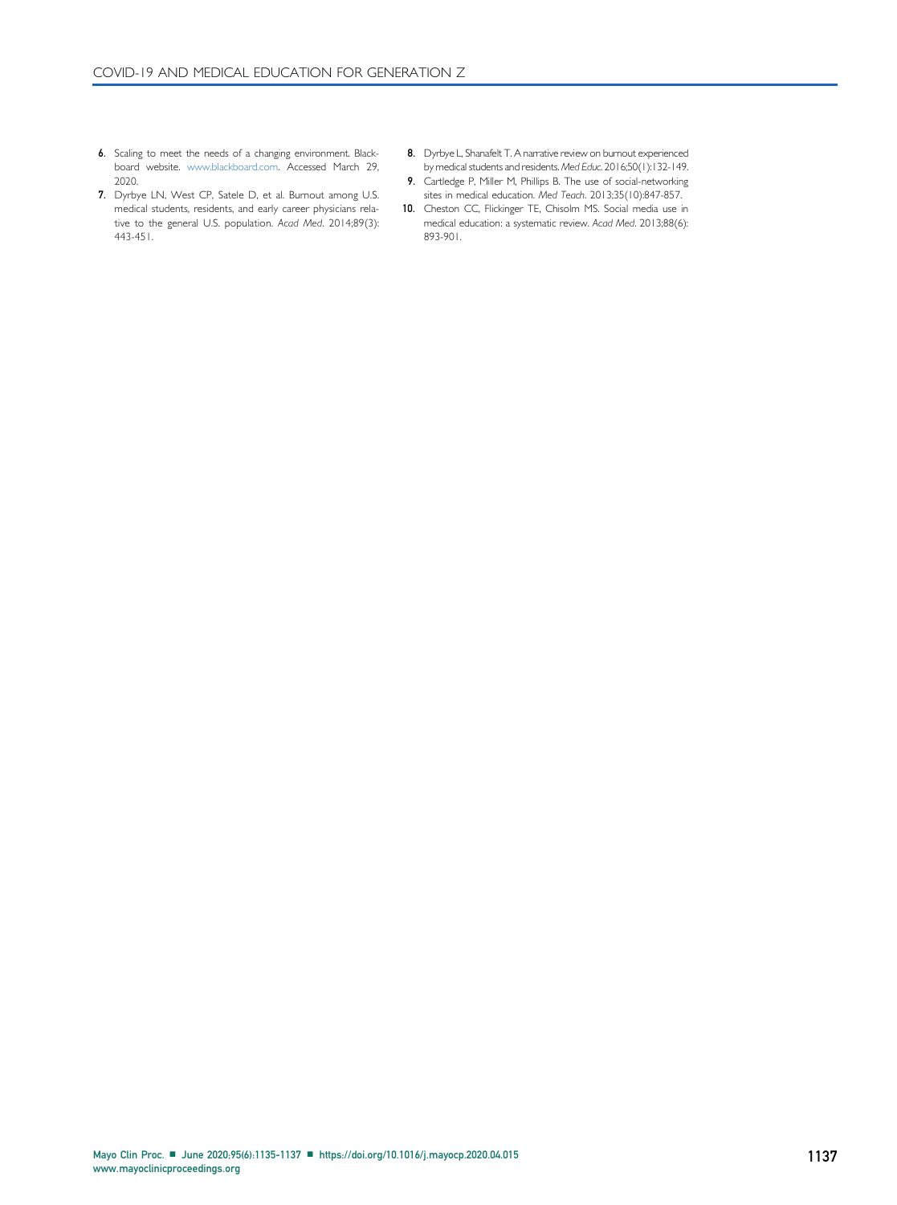6. Scaling to meet the needs of a changing environment. Blackboard website. www.blackboard.com. Accessed March 29, 2020.
7. Dyrbye LN, West CP, Satele D, et al. Burnout among U.S. medical students, residents, and early career physicians relative to the general U.S. population. *Acad Med*. 2014;89(3):443-451.
8. Dyrbye L, Shanafelt T. A narrative review on burnout experienced by medical students and residents. *Med Educ*. 2016;50(1):132-149.
9. Cartledge P, Miller M, Phillips B. The use of social-networking sites in medical education. *Med Teach*. 2013;35(10):847-857.
10. Cheston CC, Flickinger TE, Chisolm MS. Social media use in medical education: a systematic review. *Acad Med*. 2013;88(6):893-901.